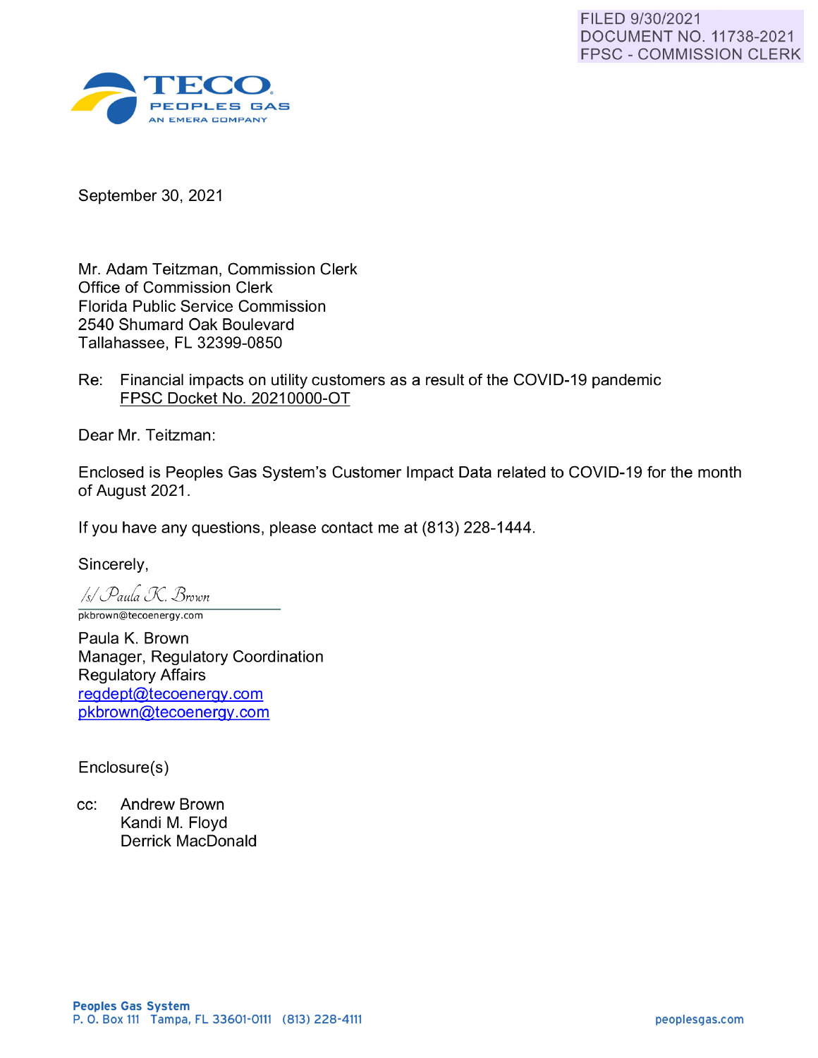FILED 9/30/2021
DOCUMENT NO. 11738-2021
FPSC - COMMISSION CLERK

TECO
PEOPLES GAS
AN EMERA COMPANY

September 30, 2021

Mr. Adam Teitzman, Commission Clerk
Office of Commission Clerk
Florida Public Service Commission
2540 Shumard Oak Boulevard
Tallahassee, FL 32399-0850

Re: Financial impacts on utility customers as a result of the COVID-19 pandemic
FPSC Docket No. 20210000-OT

Dear Mr. Teitzman:

Enclosed is Peoples Gas System's Customer Impact Data related to COVID-19 for the month of August 2021.

If you have any questions, please contact me at (813) 228-1444.

Sincerely,

/s/ Paula K. Brown
pkbrown@tecoenergy.com

Paula K. Brown
Manager, Regulatory Coordination
Regulatory Affairs
regdept@tecoenergy.com
pkbrown@tecoenergy.com

Enclosure(s)

cc: Andrew Brown
Kandi M. Floyd
Derrick MacDonald

**Peoples Gas System**
P. O. Box 111 Tampa, FL 33601-0111 (813) 228-4111 peoplesgas.com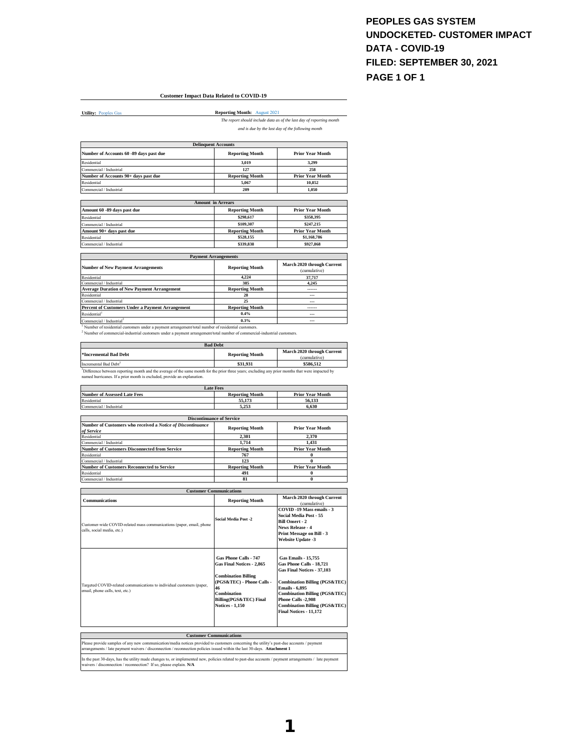**PEOPLES GAS SYSTEM**
**UNDOCKETED- CUSTOMER IMPACT DATA - COVID-19**
**FILED: SEPTEMBER 30, 2021**
**PAGE 1 OF 1**

## Customer Impact Data Related to COVID-19

**Utility:** Peoples Gas

**Reporting Month:** August 2021

*The report should include data as of the last day of reporting month and is due by the last day of the following month*

| Delinquent Accounts | | |
|---|---|---|
| **Number of Accounts 60 -89 days past due** | **Reporting Month** | **Prior Year Month** |
| Residential | 3,019 | 3,299 |
| Commercial / Industrial | 127 | 258 |
| **Number of Accounts 90+ days past due** | **Reporting Month** | **Prior Year Month** |
| Residential | 5,067 | 10,852 |
| Commercial / Industrial | 209 | 1,050 |

| Amount in Arrears | | |
|---|---|---|
| **Amount 60 -89 days past due** | **Reporting Month** | **Prior Year Month** |
| Residential | $298,617 | $358,395 |
| Commercial / Industrial | $109,307 | $247,215 |
| **Amount 90+ days past due** | **Reporting Month** | **Prior Year Month** |
| Residential | $528,155 | $1,168,786 |
| Commercial / Industrial | $339,838 | $927,868 |

| Payment Arrangements | | |
|---|---|---|
| **Number of New Payment Arrangements** | **Reporting Month** | **March 2020 through Current** (cumulative) |
| Residential | 4,224 | 37,717 |
| Commercial / Industrial | 385 | 4,245 |
| **Average Duration of New Payment Arrangement** | **Reporting Month** | ------ |
| Residential | 28 | --- |
| Commercial / Industrial | 25 | --- |
| **Percent of Customers Under a Payment Arrangement** | **Reporting Month** | ------ |
| Residential[1] | 0.4% | --- |
| Commercial / Industrial[2] | 0.3% | --- |

[1] Number of residential customers under a payment arrangement/total number of residential customers.
[2] Number of commercial-industrial customers under a payment arrangement/total number of commercial-industrial customers.

| Bad Debt | | |
|---|---|---|
| ***Incremental Bad Debt** | **Reporting Month** | **March 2020 through Current** (cumulative) |
| Incremental Bad Debt[3] | $31,931 | $586,512 |

[3]Difference between reporting month and the average of the same month for the prior three years; excluding any prior months that were impacted by named hurricanes. If a prior month is excluded, provide an explanation.

| Late Fees | | |
|---|---|---|
| **Number of Assessed Late Fees** | **Reporting Month** | **Prior Year Month** |
| Residential | 55,173 | 56,133 |
| Commercial / Industrial | 5,253 | 6,630 |

| Discontinuance of Service | | |
|---|---|---|
| **Number of Customers who received a *Notice of Discontinuance of Service*** | **Reporting Month** | **Prior Year Month** |
| Residential | 2,301 | 2,370 |
| Commercial / Industrial | 1,714 | 1,431 |
| **Number of Customers Disconnected from Service** | **Reporting Month** | **Prior Year Month** |
| Residential | 767 | 0 |
| Commercial / Industrial | 123 | 0 |
| **Number of Customers Reconnected to Service** | **Reporting Month** | **Prior Year Month** |
| Residential | 491 | 0 |
| Commercial / Industrial | 81 | 0 |

| Customer Communications | | |
|---|---|---|
| **Communications** | **Reporting Month** | **March 2020 through Current** (cumulative) |
| Customer-wide COVID-related mass communications (paper, email, phone calls, social media, etc.) | **Social Media Post -2** | **COVID -19 Mass emails - 3**<br>**Social Media Post - 55**<br>**Bill Onsert - 2**<br>**News Release - 4**<br>**Print Message on Bill - 3**<br>**Website Update -3** |
| Targeted COVID-related communications to individual customers (paper, email, phone calls, text, etc.) | **Gas Phone Calls - 747**<br>**Gas Final Notices - 2,865**<br><br>**Combination Billing (PGS&TEC) - Phone Calls - 46**<br>**Combination Billing(PGS&TEC) Final Notices - 1,150** | **Gas Emails - 15,755**<br>**Gas Phone Calls - 18,721**<br>**Gas Final Notices - 37,103**<br><br>**Combination Billing (PGS&TEC) Emails - 6,895**<br>**Combination Billing (PGS&TEC) Phone Calls -2,908**<br>**Combination Billing (PGS&TEC) Final Notices - 11,172** |

| Customer Communications |
|---|
| Please provide samples of any new communication/media notices provided to customers concerning the utility's past-due accounts / payment arrangements / late payment waivers / disconnection / reconnection policies issued within the last 30-days. **Attachment 1** |
| In the past 30-days, has the utility made changes to, or implemented new, policies related to past-due accounts / payment arrangements / late payment waivers / disconnection / reconnection? If so, please explain. **N/A** |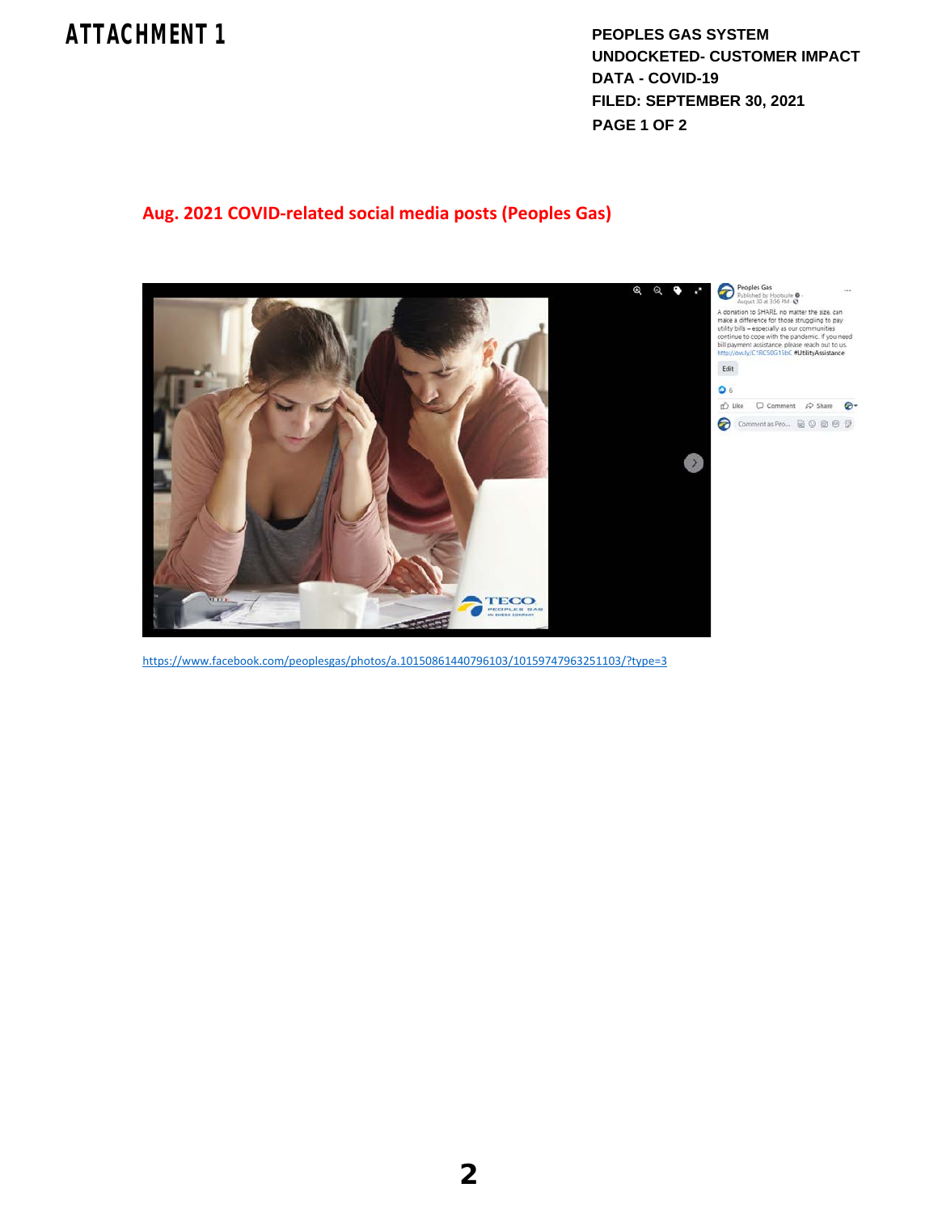# ATTACHMENT 1

PEOPLES GAS SYSTEM
UNDOCKETED- CUSTOMER IMPACT
DATA - COVID-19
FILED: SEPTEMBER 30, 2021

## Aug. 2021 COVID-related social media posts (Peoples Gas)

Peoples Gas
Published by Hootsuite · August 30 at 3:56 PM ·

A donation to SHARE, no matter the size, can make a difference for those struggling to pay utility bills – especially as our communities continue to cope with the pandemic. If you need bill payment assistance, please reach out to us. http://ow.ly/C1RC50G15bC #UtilityAssistance

https://www.facebook.com/peoplesgas/photos/a.10150861440796103/10159747963251103/?type=3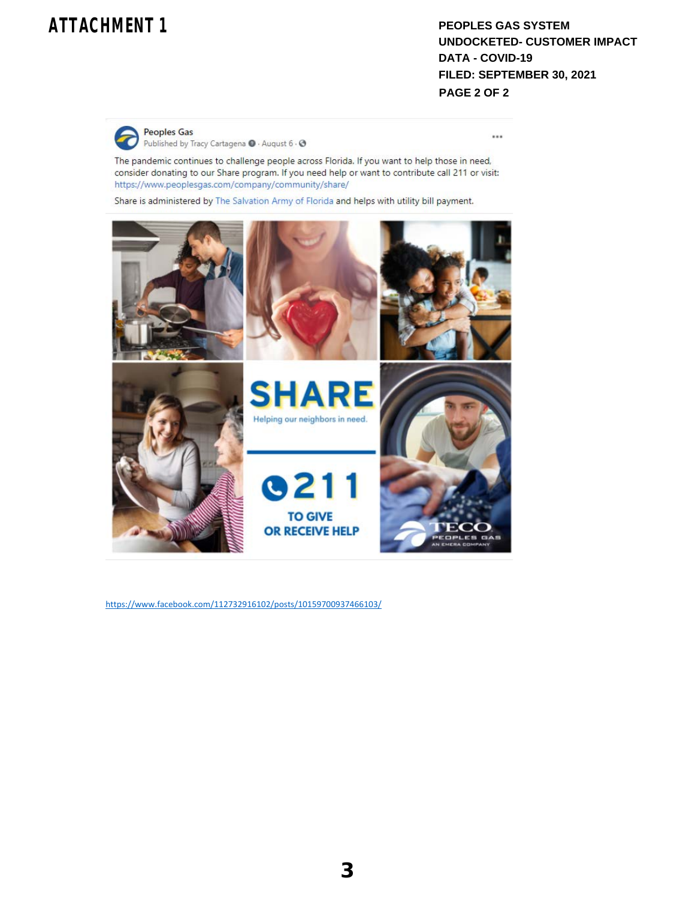**ATTACHMENT 1**

**PEOPLES GAS SYSTEM**
**UNDOCKETED- CUSTOMER IMPACT DATA - COVID-19**
**FILED: SEPTEMBER 30, 2021**

Peoples Gas
Published by Tracy Cartagena · August 6 ·

The pandemic continues to challenge people across Florida. If you want to help those in need, consider donating to our Share program. If you need help or want to contribute call 211 or visit: https://www.peoplesgas.com/company/community/share/

Share is administered by The Salvation Army of Florida and helps with utility bill payment.

SHARE
Helping our neighbors in need.

211
TO GIVE OR RECEIVE HELP

TECO PEOPLES GAS AN EMERA COMPANY

https://www.facebook.com/112732916102/posts/10159700937466103/

**3**